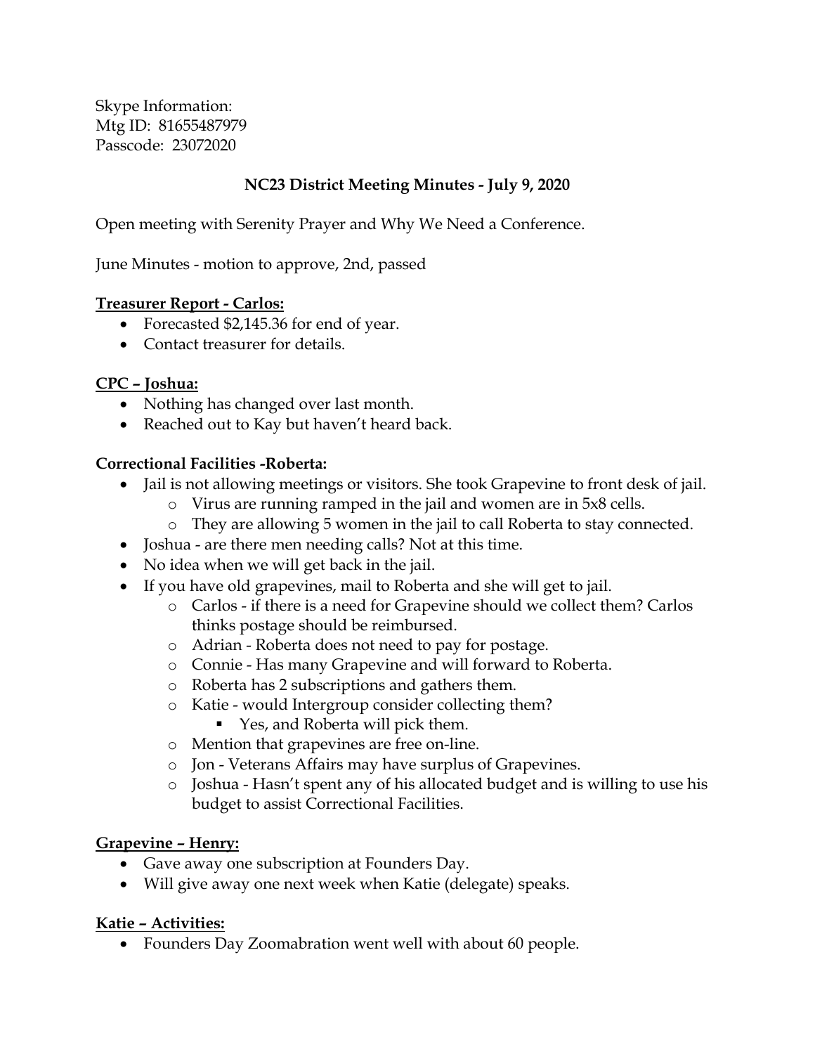Skype Information:
Mtg ID: 81655487979
Passcode: 23072020

## NC23 District Meeting Minutes - July 9, 2020

Open meeting with Serenity Prayer and Why We Need a Conference.

June Minutes - motion to approve, 2nd, passed

**Treasurer Report - Carlos:**

- Forecasted $2,145.36 for end of year.
- Contact treasurer for details.

**CPC – Joshua:**

- Nothing has changed over last month.
- Reached out to Kay but haven't heard back.

**Correctional Facilities -Roberta:**

- Jail is not allowing meetings or visitors. She took Grapevine to front desk of jail.
  - Virus are running ramped in the jail and women are in 5x8 cells.
  - They are allowing 5 women in the jail to call Roberta to stay connected.
- Joshua - are there men needing calls? Not at this time.
- No idea when we will get back in the jail.
- If you have old grapevines, mail to Roberta and she will get to jail.
  - Carlos - if there is a need for Grapevine should we collect them? Carlos thinks postage should be reimbursed.
  - Adrian - Roberta does not need to pay for postage.
  - Connie - Has many Grapevine and will forward to Roberta.
  - Roberta has 2 subscriptions and gathers them.
  - Katie - would Intergroup consider collecting them?
    - Yes, and Roberta will pick them.
  - Mention that grapevines are free on-line.
  - Jon - Veterans Affairs may have surplus of Grapevines.
  - Joshua - Hasn't spent any of his allocated budget and is willing to use his budget to assist Correctional Facilities.

**Grapevine – Henry:**

- Gave away one subscription at Founders Day.
- Will give away one next week when Katie (delegate) speaks.

**Katie – Activities:**

- Founders Day Zoomabration went well with about 60 people.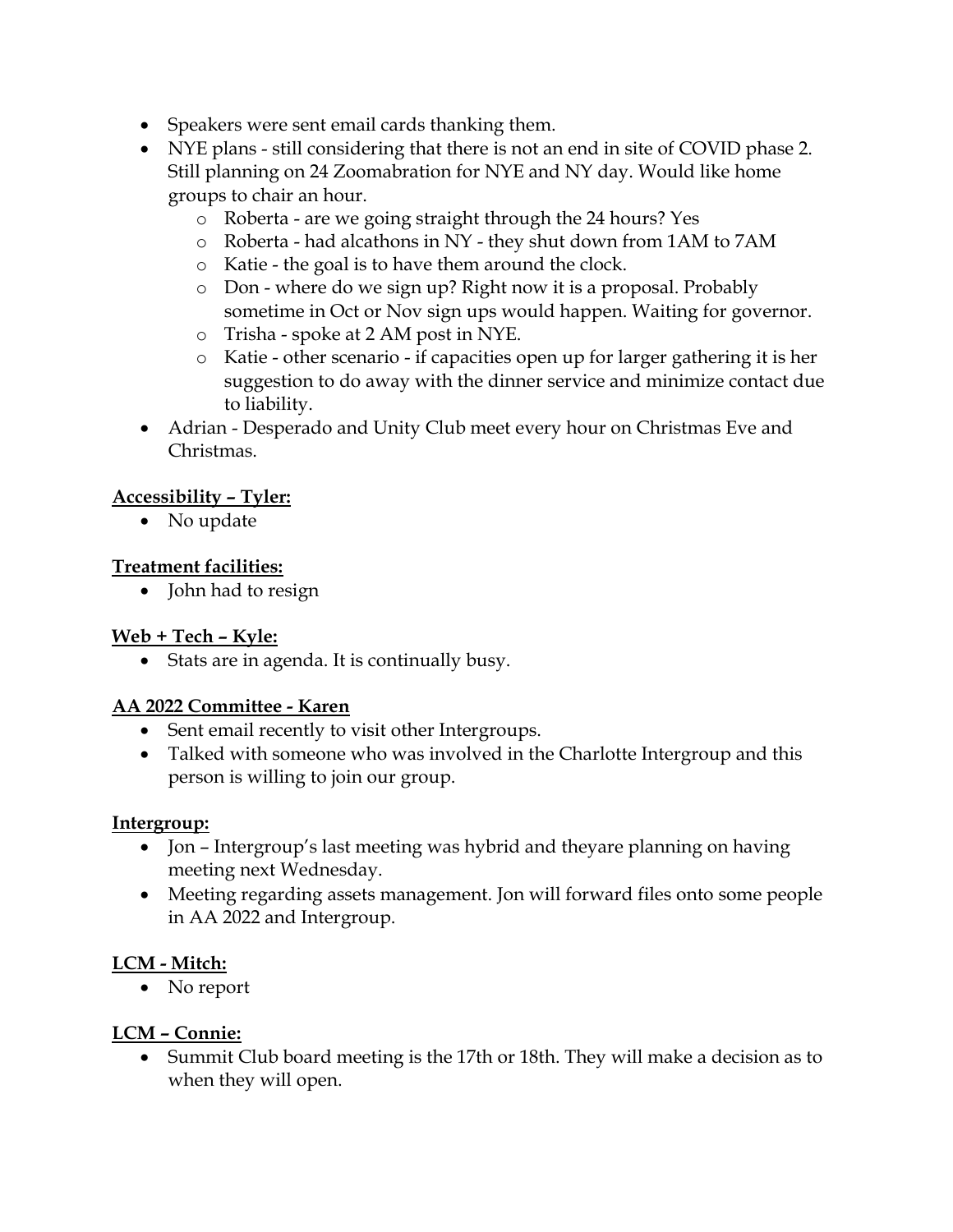- Speakers were sent email cards thanking them.
- NYE plans - still considering that there is not an end in site of COVID phase 2. Still planning on 24 Zoomabration for NYE and NY day. Would like home groups to chair an hour.
    - Roberta - are we going straight through the 24 hours? Yes
    - Roberta - had alcathons in NY - they shut down from 1AM to 7AM
    - Katie - the goal is to have them around the clock.
    - Don - where do we sign up? Right now it is a proposal. Probably sometime in Oct or Nov sign ups would happen. Waiting for governor.
    - Trisha - spoke at 2 AM post in NYE.
    - Katie - other scenario - if capacities open up for larger gathering it is her suggestion to do away with the dinner service and minimize contact due to liability.
- Adrian - Desperado and Unity Club meet every hour on Christmas Eve and Christmas.

**<u>Accessibility – Tyler:</u>**

- No update

**<u>Treatment facilities:</u>**

- John had to resign

**<u>Web + Tech – Kyle:</u>**

- Stats are in agenda. It is continually busy.

**<u>AA 2022 Committee - Karen</u>**

- Sent email recently to visit other Intergroups.
- Talked with someone who was involved in the Charlotte Intergroup and this person is willing to join our group.

**<u>Intergroup:</u>**

- Jon – Intergroup's last meeting was hybrid and theyare planning on having meeting next Wednesday.
- Meeting regarding assets management. Jon will forward files onto some people in AA 2022 and Intergroup.

**<u>LCM - Mitch:</u>**

- No report

**<u>LCM – Connie:</u>**

- Summit Club board meeting is the 17th or 18th. They will make a decision as to when they will open.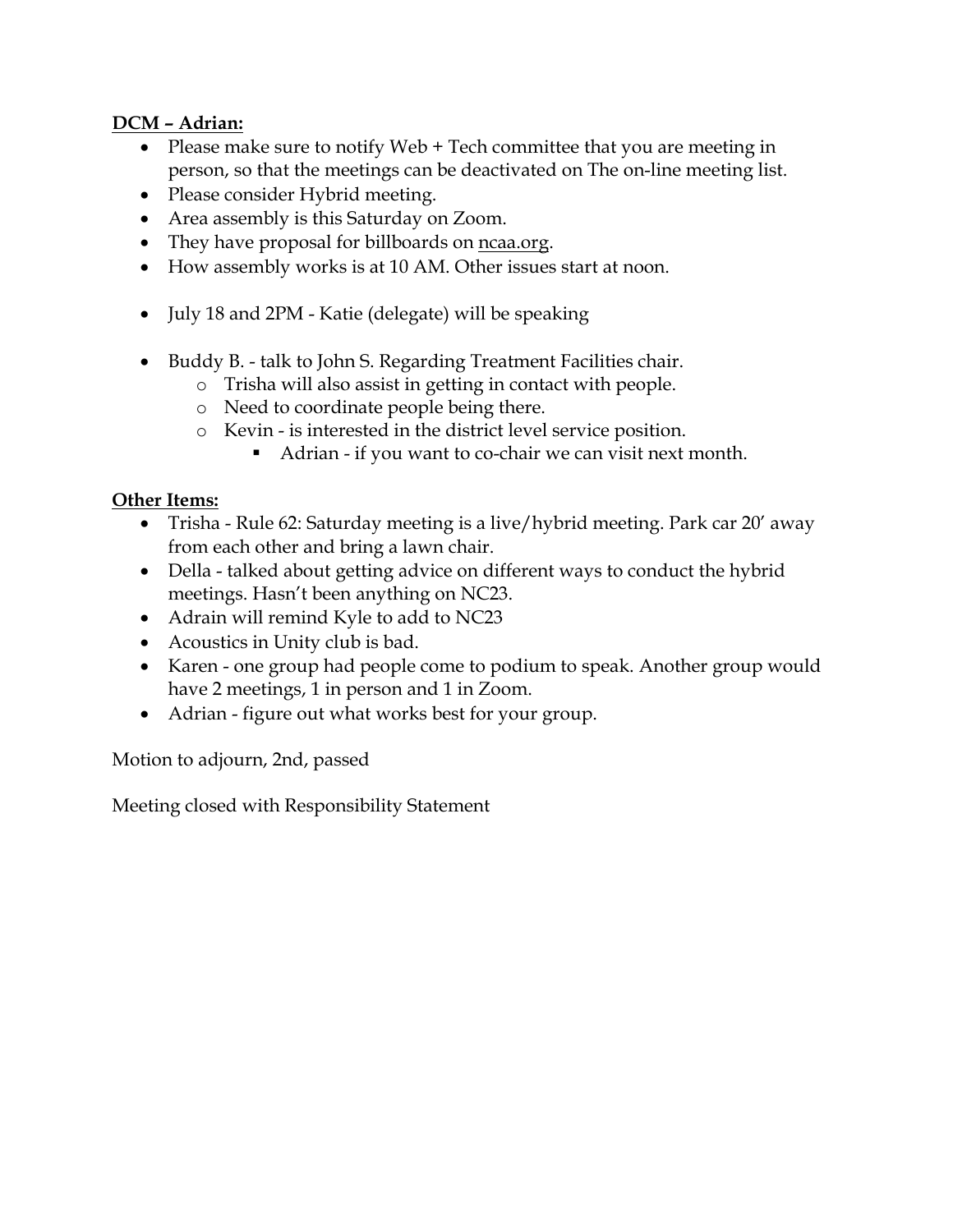**DCM – Adrian:**

- Please make sure to notify Web + Tech committee that you are meeting in person, so that the meetings can be deactivated on The on-line meeting list.
- Please consider Hybrid meeting.
- Area assembly is this Saturday on Zoom.
- They have proposal for billboards on ncaa.org.
- How assembly works is at 10 AM. Other issues start at noon.
- July 18 and 2PM - Katie (delegate) will be speaking
- Buddy B. - talk to John S. Regarding Treatment Facilities chair.
  - Trisha will also assist in getting in contact with people.
  - Need to coordinate people being there.
  - Kevin - is interested in the district level service position.
    - Adrian - if you want to co-chair we can visit next month.

**Other Items:**

- Trisha - Rule 62: Saturday meeting is a live/hybrid meeting. Park car 20' away from each other and bring a lawn chair.
- Della - talked about getting advice on different ways to conduct the hybrid meetings. Hasn't been anything on NC23.
- Adrain will remind Kyle to add to NC23
- Acoustics in Unity club is bad.
- Karen - one group had people come to podium to speak. Another group would have 2 meetings, 1 in person and 1 in Zoom.
- Adrian - figure out what works best for your group.

Motion to adjourn, 2nd, passed

Meeting closed with Responsibility Statement